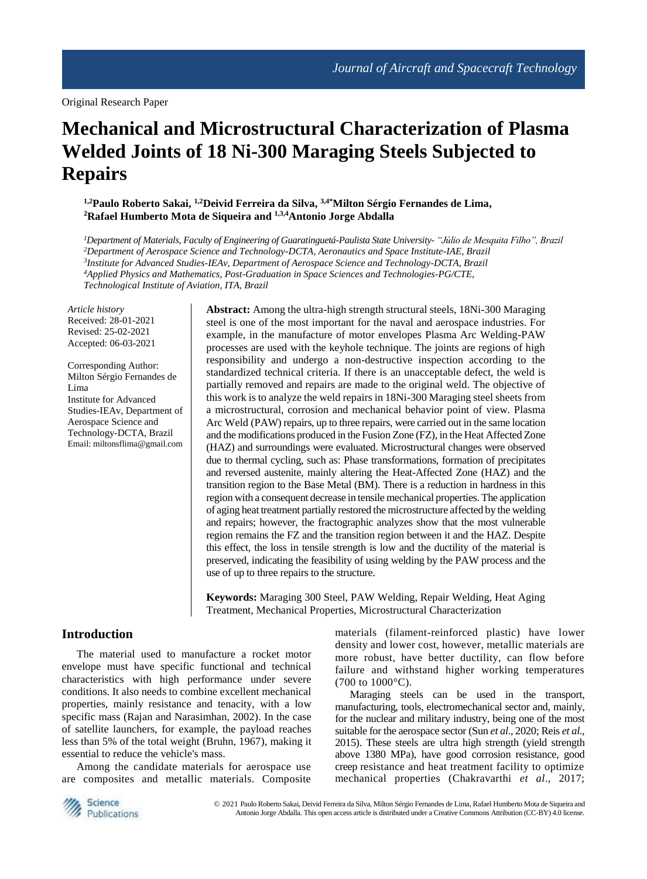Original Research Paper

# Mechanical and Microstructural Characterization of Plasma Welded Joints of 18 Ni-300 Maraging Steels Subjected to Repairs

**[1,2]Paulo Roberto Sakai, [1,2]Deivid Ferreira da Silva, [3,4*]Milton Sérgio Fernandes de Lima, [2]Rafael Humberto Mota de Siqueira and [1,3,4]Antonio Jorge Abdalla**

*[1]Department of Materials, Faculty of Engineering of Guaratinguetá-Paulista State University- "Júlio de Mesquita Filho", Brazil*
*[2]Department of Aerospace Science and Technology-DCTA, Aeronautics and Space Institute-IAE, Brazil*
*[3]Institute for Advanced Studies-IEAv, Department of Aerospace Science and Technology-DCTA, Brazil*
*[4]Applied Physics and Mathematics, Post-Graduation in Space Sciences and Technologies-PG/CTE, Technological Institute of Aviation, ITA, Brazil*

*Article history*
Received: 28-01-2021
Revised: 25-02-2021
Accepted: 06-03-2021

Corresponding Author:
Milton Sérgio Fernandes de Lima
Institute for Advanced Studies-IEAv, Department of Aerospace Science and Technology-DCTA, Brazil
Email: miltonsflima@gmail.com

**Abstract:** Among the ultra-high strength structural steels, 18Ni-300 Maraging steel is one of the most important for the naval and aerospace industries. For example, in the manufacture of motor envelopes Plasma Arc Welding-PAW processes are used with the keyhole technique. The joints are regions of high responsibility and undergo a non-destructive inspection according to the standardized technical criteria. If there is an unacceptable defect, the weld is partially removed and repairs are made to the original weld. The objective of this work is to analyze the weld repairs in 18Ni-300 Maraging steel sheets from a microstructural, corrosion and mechanical behavior point of view. Plasma Arc Weld (PAW) repairs, up to three repairs, were carried out in the same location and the modifications produced in the Fusion Zone (FZ), in the Heat Affected Zone (HAZ) and surroundings were evaluated. Microstructural changes were observed due to thermal cycling, such as: Phase transformations, formation of precipitates and reversed austenite, mainly altering the Heat-Affected Zone (HAZ) and the transition region to the Base Metal (BM). There is a reduction in hardness in this region with a consequent decrease in tensile mechanical properties. The application of aging heat treatment partially restored the microstructure affected by the welding and repairs; however, the fractographic analyzes show that the most vulnerable region remains the FZ and the transition region between it and the HAZ. Despite this effect, the loss in tensile strength is low and the ductility of the material is preserved, indicating the feasibility of using welding by the PAW process and the use of up to three repairs to the structure.

**Keywords:** Maraging 300 Steel, PAW Welding, Repair Welding, Heat Aging Treatment, Mechanical Properties, Microstructural Characterization

## Introduction

The material used to manufacture a rocket motor envelope must have specific functional and technical characteristics with high performance under severe conditions. It also needs to combine excellent mechanical properties, mainly resistance and tenacity, with a low specific mass (Rajan and Narasimhan, 2002). In the case of satellite launchers, for example, the payload reaches less than 5% of the total weight (Bruhn, 1967), making it essential to reduce the vehicle's mass.

Among the candidate materials for aerospace use are composites and metallic materials. Composite materials (filament-reinforced plastic) have lower density and lower cost, however, metallic materials are more robust, have better ductility, can flow before failure and withstand higher working temperatures (700 to 1000°C).

Maraging steels can be used in the transport, manufacturing, tools, electromechanical sector and, mainly, for the nuclear and military industry, being one of the most suitable for the aerospace sector (Sun *et al*., 2020; Reis *et al*., 2015). These steels are ultra high strength (yield strength above 1380 MPa), have good corrosion resistance, good creep resistance and heat treatment facility to optimize mechanical properties (Chakravarthi *et al*., 2017;

© 2021 Paulo Roberto Sakai, Deivid Ferreira da Silva, Milton Sérgio Fernandes de Lima, Rafael Humberto Mota de Siqueira and Antonio Jorge Abdalla. This open access article is distributed under a Creative Commons Attribution (CC-BY) 4.0 license.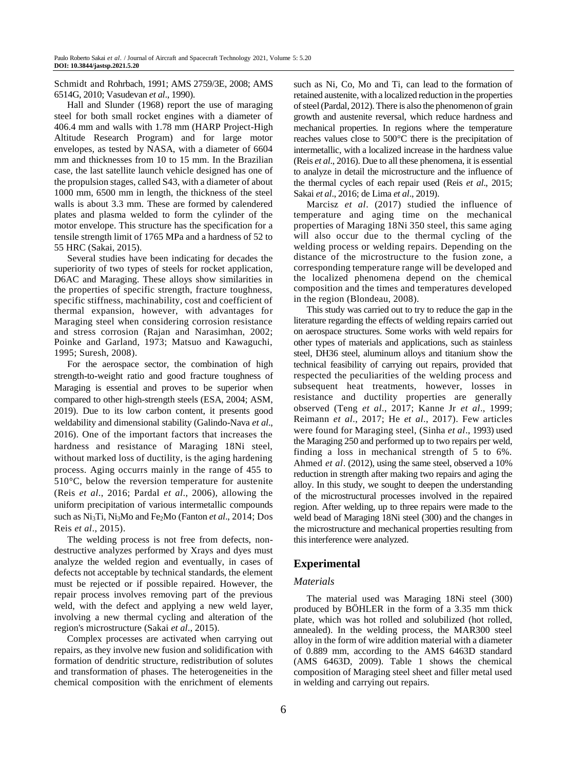Schmidt and Rohrbach, 1991; AMS 2759/3E, 2008; AMS 6514G, 2010; Vasudevan *et al*., 1990).

Hall and Slunder (1968) report the use of maraging steel for both small rocket engines with a diameter of 406.4 mm and walls with 1.78 mm (HARP Project-High Altitude Research Program) and for large motor envelopes, as tested by NASA, with a diameter of 6604 mm and thicknesses from 10 to 15 mm. In the Brazilian case, the last satellite launch vehicle designed has one of the propulsion stages, called S43, with a diameter of about 1000 mm, 6500 mm in length, the thickness of the steel walls is about 3.3 mm. These are formed by calendered plates and plasma welded to form the cylinder of the motor envelope. This structure has the specification for a tensile strength limit of 1765 MPa and a hardness of 52 to 55 HRC (Sakai, 2015).

Several studies have been indicating for decades the superiority of two types of steels for rocket application, D6AC and Maraging. These alloys show similarities in the properties of specific strength, fracture toughness, specific stiffness, machinability, cost and coefficient of thermal expansion, however, with advantages for Maraging steel when considering corrosion resistance and stress corrosion (Rajan and Narasimhan, 2002; Poinke and Garland, 1973; Matsuo and Kawaguchi, 1995; Suresh, 2008).

For the aerospace sector, the combination of high strength-to-weight ratio and good fracture toughness of Maraging is essential and proves to be superior when compared to other high-strength steels (ESA, 2004; ASM, 2019). Due to its low carbon content, it presents good weldability and dimensional stability (Galindo-Nava *et al*., 2016). One of the important factors that increases the hardness and resistance of Maraging 18Ni steel, without marked loss of ductility, is the aging hardening process. Aging occurrs mainly in the range of 455 to 510°C, below the reversion temperature for austenite (Reis *et al*., 2016; Pardal *et al*., 2006), allowing the uniform precipitation of various intermetallic compounds such as $Ni_3Ti$, $Ni_3Mo$ and $Fe_2Mo$ (Fanton *et al*., 2014; Dos Reis *et al*., 2015).

The welding process is not free from defects, non-destructive analyzes performed by Xrays and dyes must analyze the welded region and eventually, in cases of defects not acceptable by technical standards, the element must be rejected or if possible repaired. However, the repair process involves removing part of the previous weld, with the defect and applying a new weld layer, involving a new thermal cycling and alteration of the region's microstructure (Sakai *et al*., 2015).

Complex processes are activated when carrying out repairs, as they involve new fusion and solidification with formation of dendritic structure, redistribution of solutes and transformation of phases. The heterogeneities in the chemical composition with the enrichment of elements such as Ni, Co, Mo and Ti, can lead to the formation of retained austenite, with a localized reduction in the properties of steel (Pardal, 2012). There is also the phenomenon of grain growth and austenite reversal, which reduce hardness and mechanical properties. In regions where the temperature reaches values close to 500°C there is the precipitation of intermetallic, with a localized increase in the hardness value (Reis *et al*., 2016). Due to all these phenomena, it is essential to analyze in detail the microstructure and the influence of the thermal cycles of each repair used (Reis *et al*., 2015; Sakai *et al*., 2016; de Lima *et al*., 2019).

Marcisz *et al*. (2017) studied the influence of temperature and aging time on the mechanical properties of Maraging 18Ni 350 steel, this same aging will also occur due to the thermal cycling of the welding process or welding repairs. Depending on the distance of the microstructure to the fusion zone, a corresponding temperature range will be developed and the localized phenomena depend on the chemical composition and the times and temperatures developed in the region (Blondeau, 2008).

This study was carried out to try to reduce the gap in the literature regarding the effects of welding repairs carried out on aerospace structures. Some works with weld repairs for other types of materials and applications, such as stainless steel, DH36 steel, aluminum alloys and titanium show the technical feasibility of carrying out repairs, provided that respected the peculiarities of the welding process and subsequent heat treatments, however, losses in resistance and ductility properties are generally observed (Teng *et al*., 2017; Kanne Jr *et al*., 1999; Reimann *et al*., 2017; He *et al*., 2017). Few articles were found for Maraging steel, (Sinha *et al*., 1993) used the Maraging 250 and performed up to two repairs per weld, finding a loss in mechanical strength of 5 to 6%. Ahmed *et al*. (2012), using the same steel, observed a 10% reduction in strength after making two repairs and aging the alloy. In this study, we sought to deepen the understanding of the microstructural processes involved in the repaired region. After welding, up to three repairs were made to the weld bead of Maraging 18Ni steel (300) and the changes in the microstructure and mechanical properties resulting from this interference were analyzed.

## Experimental

### *Materials*

The material used was Maraging 18Ni steel (300) produced by BÖHLER in the form of a 3.35 mm thick plate, which was hot rolled and solubilized (hot rolled, annealed). In the welding process, the MAR300 steel alloy in the form of wire addition material with a diameter of 0.889 mm, according to the AMS 6463D standard (AMS 6463D, 2009). Table 1 shows the chemical composition of Maraging steel sheet and filler metal used in welding and carrying out repairs.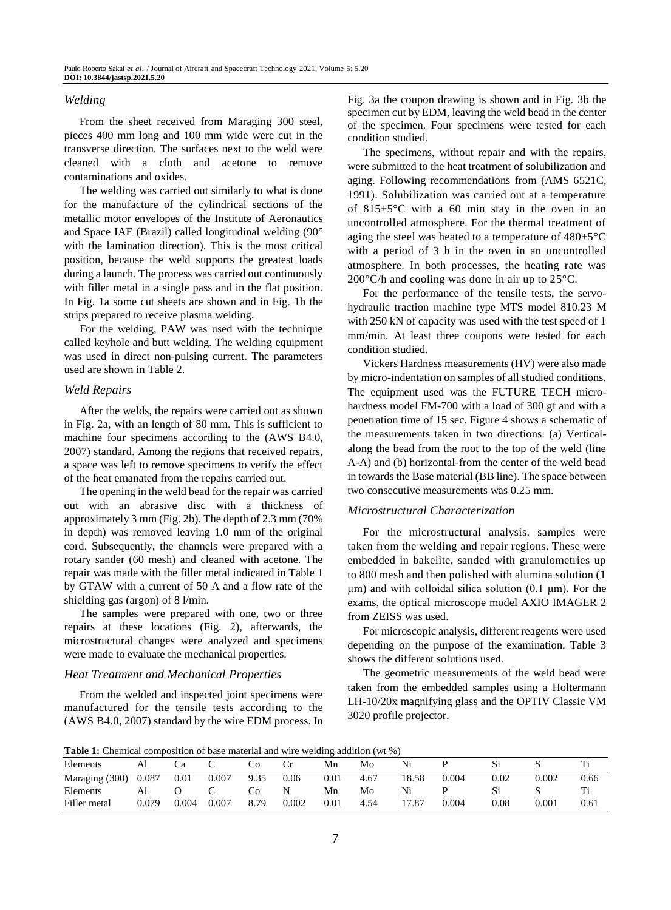### *Welding*

From the sheet received from Maraging 300 steel, pieces 400 mm long and 100 mm wide were cut in the transverse direction. The surfaces next to the weld were cleaned with a cloth and acetone to remove contaminations and oxides.

The welding was carried out similarly to what is done for the manufacture of the cylindrical sections of the metallic motor envelopes of the Institute of Aeronautics and Space IAE (Brazil) called longitudinal welding (90° with the lamination direction). This is the most critical position, because the weld supports the greatest loads during a launch. The process was carried out continuously with filler metal in a single pass and in the flat position. In Fig. 1a some cut sheets are shown and in Fig. 1b the strips prepared to receive plasma welding.

For the welding, PAW was used with the technique called keyhole and butt welding. The welding equipment was used in direct non-pulsing current. The parameters used are shown in Table 2.

### *Weld Repairs*

After the welds, the repairs were carried out as shown in Fig. 2a, with an length of 80 mm. This is sufficient to machine four specimens according to the (AWS B4.0, 2007) standard. Among the regions that received repairs, a space was left to remove specimens to verify the effect of the heat emanated from the repairs carried out.

The opening in the weld bead for the repair was carried out with an abrasive disc with a thickness of approximately 3 mm (Fig. 2b). The depth of 2.3 mm (70% in depth) was removed leaving 1.0 mm of the original cord. Subsequently, the channels were prepared with a rotary sander (60 mesh) and cleaned with acetone. The repair was made with the filler metal indicated in Table 1 by GTAW with a current of 50 A and a flow rate of the shielding gas (argon) of 8 l/min.

The samples were prepared with one, two or three repairs at these locations (Fig. 2), afterwards, the microstructural changes were analyzed and specimens were made to evaluate the mechanical properties.

### *Heat Treatment and Mechanical Properties*

From the welded and inspected joint specimens were manufactured for the tensile tests according to the (AWS B4.0, 2007) standard by the wire EDM process. In Fig. 3a the coupon drawing is shown and in Fig. 3b the specimen cut by EDM, leaving the weld bead in the center of the specimen. Four specimens were tested for each condition studied.

The specimens, without repair and with the repairs, were submitted to the heat treatment of solubilization and aging. Following recommendations from (AMS 6521C, 1991). Solubilization was carried out at a temperature of 815±5°C with a 60 min stay in the oven in an uncontrolled atmosphere. For the thermal treatment of aging the steel was heated to a temperature of 480±5°C with a period of 3 h in the oven in an uncontrolled atmosphere. In both processes, the heating rate was 200°C/h and cooling was done in air up to 25°C.

For the performance of the tensile tests, the servo-hydraulic traction machine type MTS model 810.23 M with 250 kN of capacity was used with the test speed of 1 mm/min. At least three coupons were tested for each condition studied.

Vickers Hardness measurements (HV) were also made by micro-indentation on samples of all studied conditions. The equipment used was the FUTURE TECH micro-hardness model FM-700 with a load of 300 gf and with a penetration time of 15 sec. Figure 4 shows a schematic of the measurements taken in two directions: (a) Vertical-along the bead from the root to the top of the weld (line A-A) and (b) horizontal-from the center of the weld bead in towards the Base material (BB line). The space between two consecutive measurements was 0.25 mm.

### *Microstructural Characterization*

For the microstructural analysis. samples were taken from the welding and repair regions. These were embedded in bakelite, sanded with granulometries up to 800 mesh and then polished with alumina solution (1 μm) and with colloidal silica solution (0.1 μm). For the exams, the optical microscope model AXIO IMAGER 2 from ZEISS was used.

For microscopic analysis, different reagents were used depending on the purpose of the examination. Table 3 shows the different solutions used.

The geometric measurements of the weld bead were taken from the embedded samples using a Holtermann LH-10/20x magnifying glass and the OPTIV Classic VM 3020 profile projector.

**Table 1:** Chemical composition of base material and wire welding addition (wt %)

| Elements | Al | Ca | C | Co | Cr | Mn | Mo | Ni | P | Si | S | Ti |
|---|---|---|---|---|---|---|---|---|---|---|---|---|
| Maraging (300) | 0.087 | 0.01 | 0.007 | 9.35 | 0.06 | 0.01 | 4.67 | 18.58 | 0.004 | 0.02 | 0.002 | 0.66 |
| Elements | Al | O | C | Co | N | Mn | Mo | Ni | P | Si | S | Ti |
| Filler metal | 0.079 | 0.004 | 0.007 | 8.79 | 0.002 | 0.01 | 4.54 | 17.87 | 0.004 | 0.08 | 0.001 | 0.61 |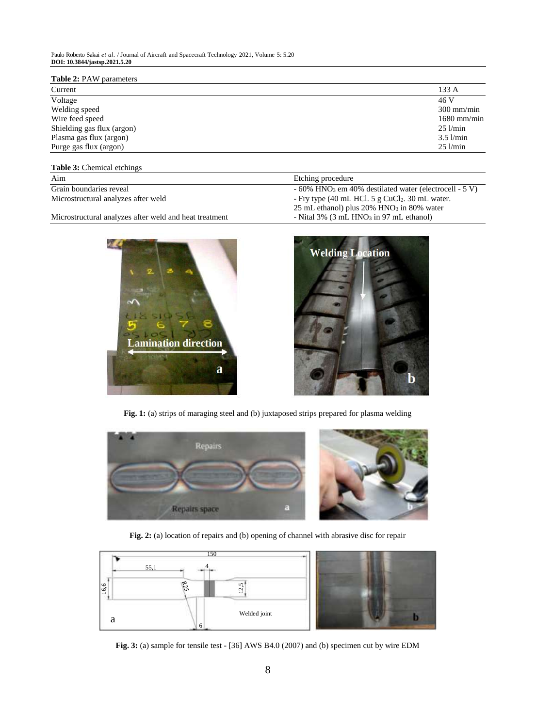**Table 2:** PAW parameters

| Parameter | Value |
|---|---|
| Current | 133 A |
| Voltage | 46 V |
| Welding speed | 300 mm/min |
| Wire feed speed | 1680 mm/min |
| Shielding gas flux (argon) | 25 l/min |
| Plasma gas flux (argon) | 3.5 l/min |
| Purge gas flux (argon) | 25 l/min |

**Table 3:** Chemical etchings

| Aim | Etching procedure |
|---|---|
| Grain boundaries reveal | - 60% $HNO_3$ em 40% destilated water (electrocell - 5 V) |
| Microstructural analyzes after weld | - Fry type (40 mL HCl. 5 g $CuCl_2$. 30 mL water. 25 mL ethanol) plus 20% $HNO_3$ in 80% water |
| Microstructural analyzes after weld and heat treatment | - Nital 3% (3 mL $HNO_3$ in 97 mL ethanol) |

**Fig. 1:** (a) strips of maraging steel and (b) juxtaposed strips prepared for plasma welding

**Fig. 2:** (a) location of repairs and (b) opening of channel with abrasive disc for repair

**Fig. 3:** (a) sample for tensile test - [36] AWS B4.0 (2007) and (b) specimen cut by wire EDM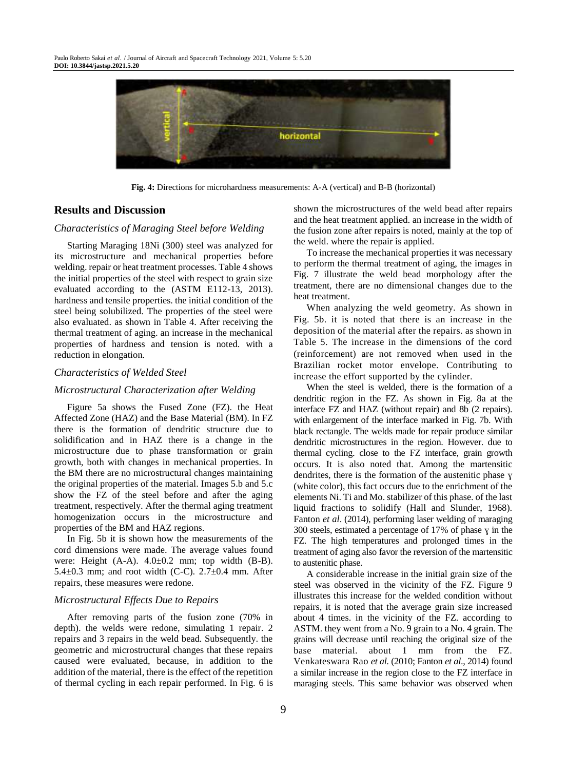**Fig. 4:** Directions for microhardness measurements: A-A (vertical) and B-B (horizontal)

## Results and Discussion

### *Characteristics of Maraging Steel before Welding*

Starting Maraging 18Ni (300) steel was analyzed for its microstructure and mechanical properties before welding. repair or heat treatment processes. Table 4 shows the initial properties of the steel with respect to grain size evaluated according to the (ASTM E112-13, 2013). hardness and tensile properties. the initial condition of the steel being solubilized. The properties of the steel were also evaluated. as shown in Table 4. After receiving the thermal treatment of aging. an increase in the mechanical properties of hardness and tension is noted. with a reduction in elongation.

### *Characteristics of Welded Steel*

### *Microstructural Characterization after Welding*

Figure 5a shows the Fused Zone (FZ). the Heat Affected Zone (HAZ) and the Base Material (BM). In FZ there is the formation of dendritic structure due to solidification and in HAZ there is a change in the microstructure due to phase transformation or grain growth, both with changes in mechanical properties. In the BM there are no microstructural changes maintaining the original properties of the material. Images 5.b and 5.c show the FZ of the steel before and after the aging treatment, respectively. After the thermal aging treatment homogenization occurs in the microstructure and properties of the BM and HAZ regions.

In Fig. 5b it is shown how the measurements of the cord dimensions were made. The average values found were: Height (A-A). 4.0±0.2 mm; top width (B-B). 5.4±0.3 mm; and root width (C-C). 2.7±0.4 mm. After repairs, these measures were redone.

### *Microstructural Effects Due to Repairs*

After removing parts of the fusion zone (70% in depth). the welds were redone, simulating 1 repair. 2 repairs and 3 repairs in the weld bead. Subsequently. the geometric and microstructural changes that these repairs caused were evaluated, because, in addition to the addition of the material, there is the effect of the repetition of thermal cycling in each repair performed. In Fig. 6 is shown the microstructures of the weld bead after repairs and the heat treatment applied. an increase in the width of the fusion zone after repairs is noted, mainly at the top of the weld. where the repair is applied.

To increase the mechanical properties it was necessary to perform the thermal treatment of aging, the images in Fig. 7 illustrate the weld bead morphology after the treatment, there are no dimensional changes due to the heat treatment.

When analyzing the weld geometry. As shown in Fig. 5b. it is noted that there is an increase in the deposition of the material after the repairs. as shown in Table 5. The increase in the dimensions of the cord (reinforcement) are not removed when used in the Brazilian rocket motor envelope. Contributing to increase the effort supported by the cylinder.

When the steel is welded, there is the formation of a dendritic region in the FZ. As shown in Fig. 8a at the interface FZ and HAZ (without repair) and 8b (2 repairs). with enlargement of the interface marked in Fig. 7b. With black rectangle. The welds made for repair produce similar dendritic microstructures in the region. However. due to thermal cycling. close to the FZ interface, grain growth occurs. It is also noted that. Among the martensitic dendrites, there is the formation of the austenitic phase ɣ (white color), this fact occurs due to the enrichment of the elements Ni. Ti and Mo. stabilizer of this phase. of the last liquid fractions to solidify (Hall and Slunder, 1968). Fanton *et al*. (2014), performing laser welding of maraging 300 steels, estimated a percentage of 17% of phase ɣ in the FZ. The high temperatures and prolonged times in the treatment of aging also favor the reversion of the martensitic to austenitic phase.

A considerable increase in the initial grain size of the steel was observed in the vicinity of the FZ. Figure 9 illustrates this increase for the welded condition without repairs, it is noted that the average grain size increased about 4 times. in the vicinity of the FZ. according to ASTM. they went from a No. 9 grain to a No. 4 grain. The grains will decrease until reaching the original size of the base material. about 1 mm from the FZ. Venkateswara Rao *et al.* (2010; Fanton *et al*., 2014) found a similar increase in the region close to the FZ interface in maraging steels. This same behavior was observed when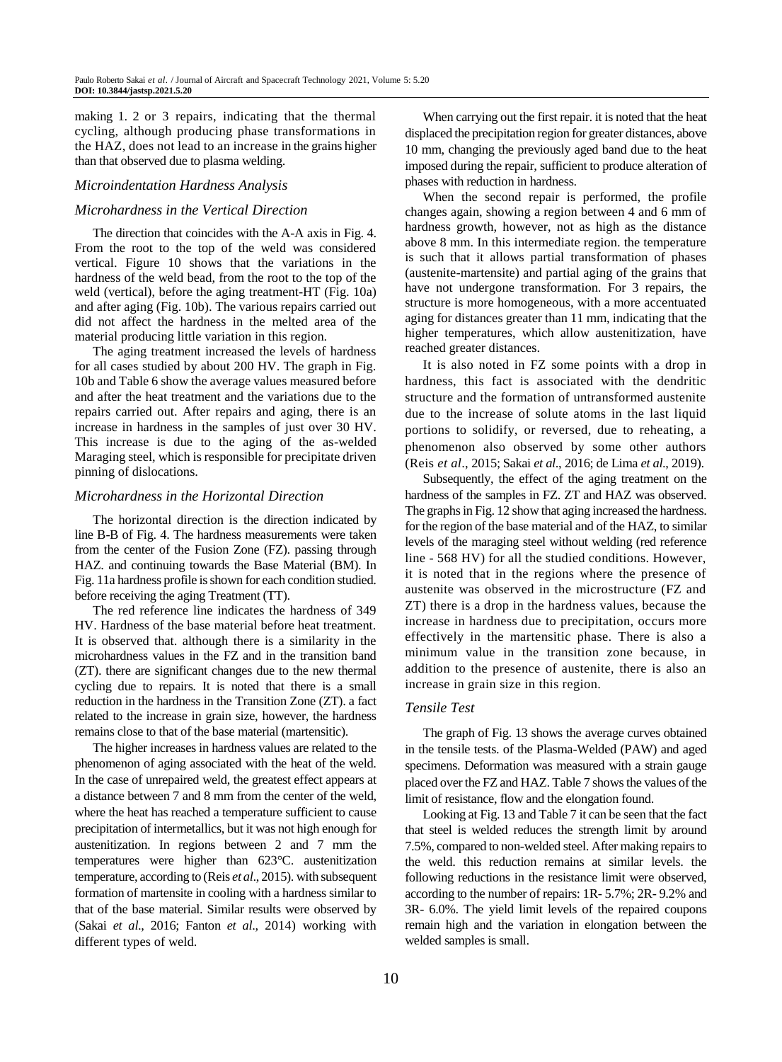making 1. 2 or 3 repairs, indicating that the thermal cycling, although producing phase transformations in the HAZ, does not lead to an increase in the grains higher than that observed due to plasma welding.

### *Microindentation Hardness Analysis*

### *Microhardness in the Vertical Direction*

The direction that coincides with the A-A axis in Fig. 4. From the root to the top of the weld was considered vertical. Figure 10 shows that the variations in the hardness of the weld bead, from the root to the top of the weld (vertical), before the aging treatment-HT (Fig. 10a) and after aging (Fig. 10b). The various repairs carried out did not affect the hardness in the melted area of the material producing little variation in this region.

The aging treatment increased the levels of hardness for all cases studied by about 200 HV. The graph in Fig. 10b and Table 6 show the average values measured before and after the heat treatment and the variations due to the repairs carried out. After repairs and aging, there is an increase in hardness in the samples of just over 30 HV. This increase is due to the aging of the as-welded Maraging steel, which is responsible for precipitate driven pinning of dislocations.

### *Microhardness in the Horizontal Direction*

The horizontal direction is the direction indicated by line B-B of Fig. 4. The hardness measurements were taken from the center of the Fusion Zone (FZ). passing through HAZ. and continuing towards the Base Material (BM). In Fig. 11a hardness profile is shown for each condition studied. before receiving the aging Treatment (TT).

The red reference line indicates the hardness of 349 HV. Hardness of the base material before heat treatment. It is observed that. although there is a similarity in the microhardness values in the FZ and in the transition band (ZT). there are significant changes due to the new thermal cycling due to repairs. It is noted that there is a small reduction in the hardness in the Transition Zone (ZT). a fact related to the increase in grain size, however, the hardness remains close to that of the base material (martensitic).

The higher increases in hardness values are related to the phenomenon of aging associated with the heat of the weld. In the case of unrepaired weld, the greatest effect appears at a distance between 7 and 8 mm from the center of the weld, where the heat has reached a temperature sufficient to cause precipitation of intermetallics, but it was not high enough for austenitization. In regions between 2 and 7 mm the temperatures were higher than 623°C. austenitization temperature, according to (Reis *et al*., 2015). with subsequent formation of martensite in cooling with a hardness similar to that of the base material. Similar results were observed by (Sakai *et al*., 2016; Fanton *et al*., 2014) working with different types of weld.

When carrying out the first repair. it is noted that the heat displaced the precipitation region for greater distances, above 10 mm, changing the previously aged band due to the heat imposed during the repair, sufficient to produce alteration of phases with reduction in hardness.

When the second repair is performed, the profile changes again, showing a region between 4 and 6 mm of hardness growth, however, not as high as the distance above 8 mm. In this intermediate region. the temperature is such that it allows partial transformation of phases (austenite-martensite) and partial aging of the grains that have not undergone transformation. For 3 repairs, the structure is more homogeneous, with a more accentuated aging for distances greater than 11 mm, indicating that the higher temperatures, which allow austenitization, have reached greater distances.

It is also noted in FZ some points with a drop in hardness, this fact is associated with the dendritic structure and the formation of untransformed austenite due to the increase of solute atoms in the last liquid portions to solidify, or reversed, due to reheating, a phenomenon also observed by some other authors (Reis *et al*., 2015; Sakai *et al*., 2016; de Lima *et al*., 2019).

Subsequently, the effect of the aging treatment on the hardness of the samples in FZ. ZT and HAZ was observed. The graphs in Fig. 12 show that aging increased the hardness. for the region of the base material and of the HAZ, to similar levels of the maraging steel without welding (red reference line - 568 HV) for all the studied conditions. However, it is noted that in the regions where the presence of austenite was observed in the microstructure (FZ and ZT) there is a drop in the hardness values, because the increase in hardness due to precipitation, occurs more effectively in the martensitic phase. There is also a minimum value in the transition zone because, in addition to the presence of austenite, there is also an increase in grain size in this region.

### *Tensile Test*

The graph of Fig. 13 shows the average curves obtained in the tensile tests. of the Plasma-Welded (PAW) and aged specimens. Deformation was measured with a strain gauge placed over the FZ and HAZ. Table 7 shows the values of the limit of resistance, flow and the elongation found.

Looking at Fig. 13 and Table 7 it can be seen that the fact that steel is welded reduces the strength limit by around 7.5%, compared to non-welded steel. After making repairs to the weld. this reduction remains at similar levels. the following reductions in the resistance limit were observed, according to the number of repairs: 1R- 5.7%; 2R- 9.2% and 3R- 6.0%. The yield limit levels of the repaired coupons remain high and the variation in elongation between the welded samples is small.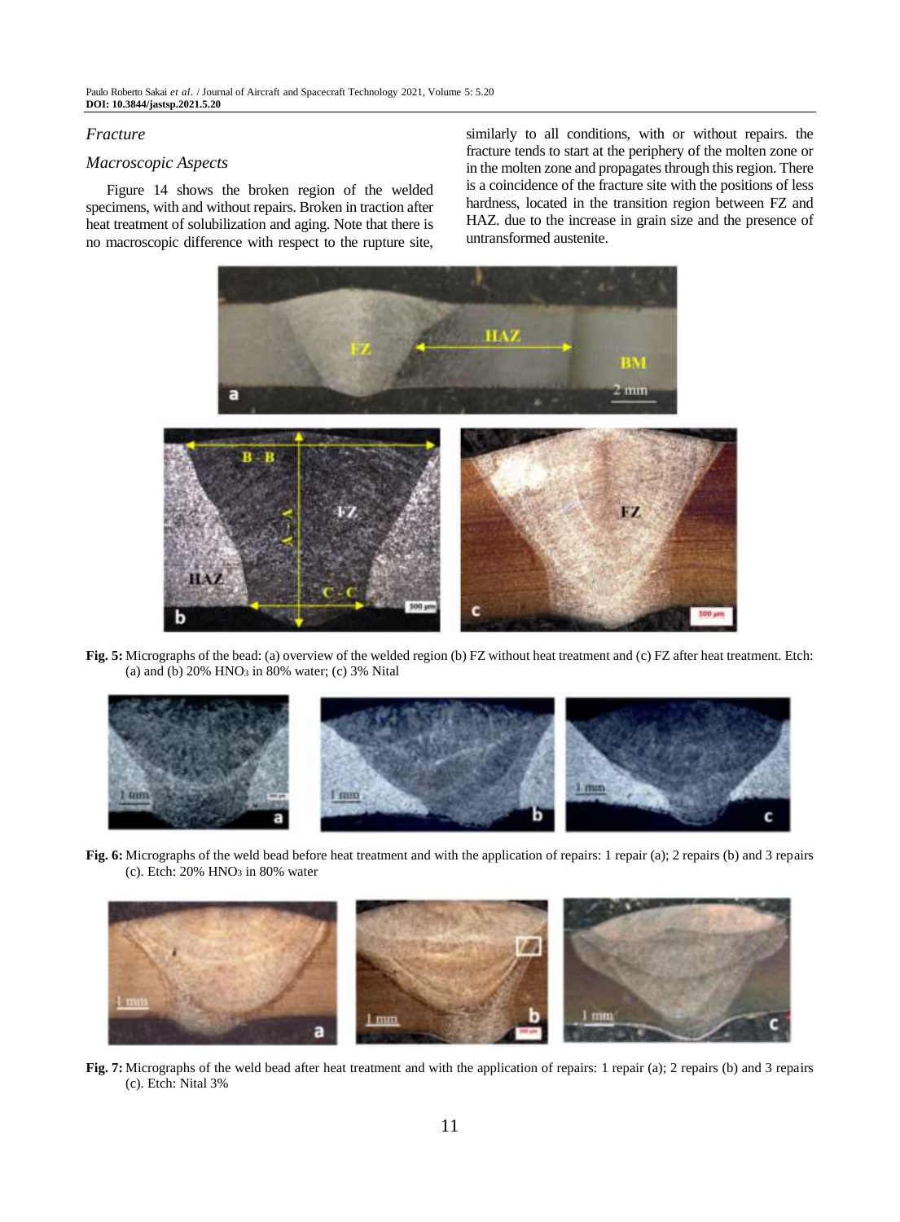*Fracture*

*Macroscopic Aspects*

Figure 14 shows the broken region of the welded specimens, with and without repairs. Broken in traction after heat treatment of solubilization and aging. Note that there is no macroscopic difference with respect to the rupture site, similarly to all conditions, with or without repairs. the fracture tends to start at the periphery of the molten zone or in the molten zone and propagates through this region. There is a coincidence of the fracture site with the positions of less hardness, located in the transition region between FZ and HAZ. due to the increase in grain size and the presence of untransformed austenite.

**Fig. 5:** Micrographs of the bead: (a) overview of the welded region (b) FZ without heat treatment and (c) FZ after heat treatment. Etch: (a) and (b) 20% $HNO_3$ in 80% water; (c) 3% Nital

**Fig. 6:** Micrographs of the weld bead before heat treatment and with the application of repairs: 1 repair (a); 2 repairs (b) and 3 repairs (c). Etch: 20% $HNO_3$ in 80% water

**Fig. 7:** Micrographs of the weld bead after heat treatment and with the application of repairs: 1 repair (a); 2 repairs (b) and 3 repairs (c). Etch: Nital 3%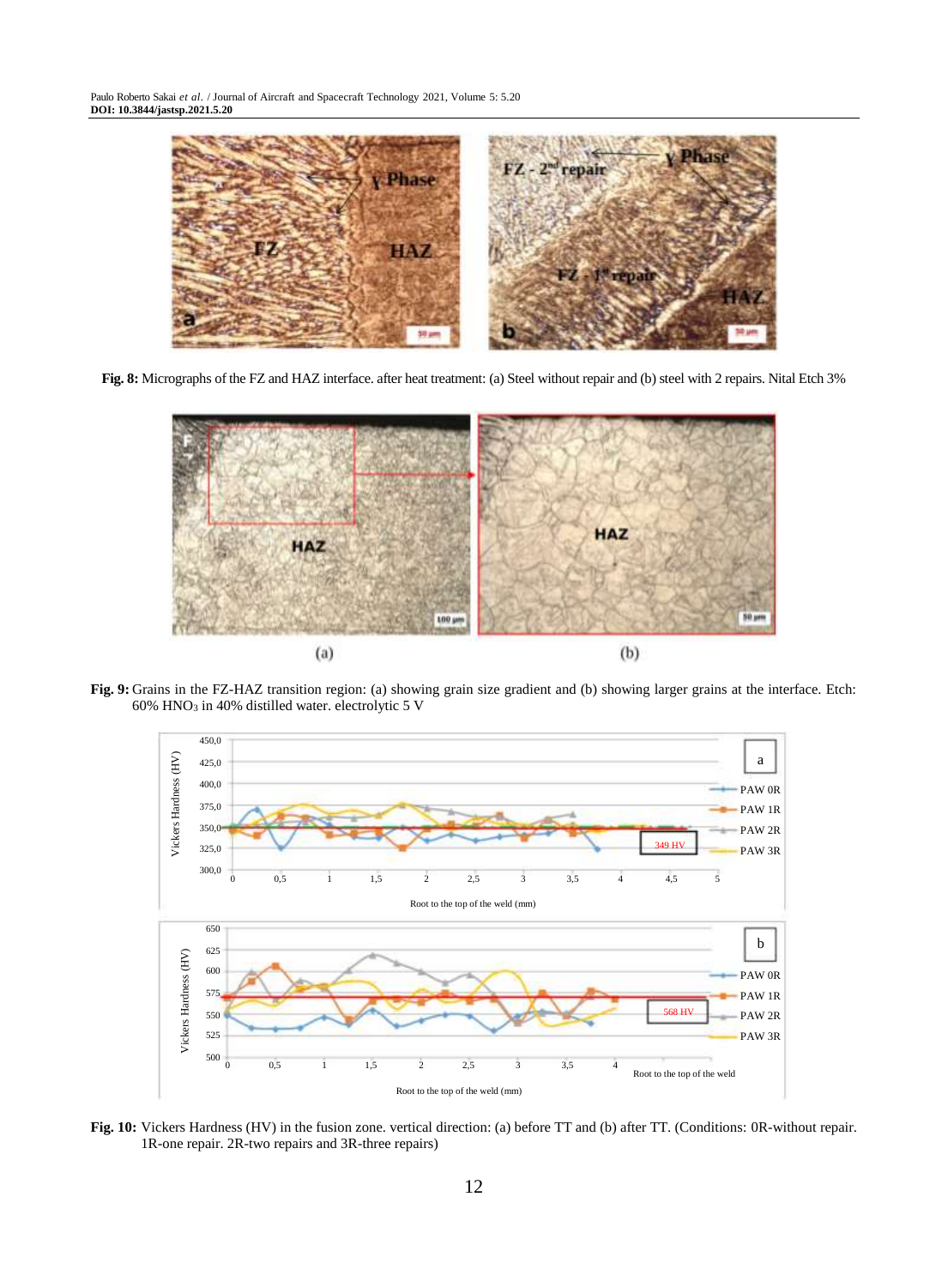**Fig. 8:** Micrographs of the FZ and HAZ interface. after heat treatment: (a) Steel without repair and (b) steel with 2 repairs. Nital Etch 3%

**Fig. 9:** Grains in the FZ-HAZ transition region: (a) showing grain size gradient and (b) showing larger grains at the interface. Etch: 60% $HNO_3$ in 40% distilled water. electrolytic 5 V

**Fig. 10:** Vickers Hardness (HV) in the fusion zone. vertical direction: (a) before TT and (b) after TT. (Conditions: 0R-without repair. 1R-one repair. 2R-two repairs and 3R-three repairs)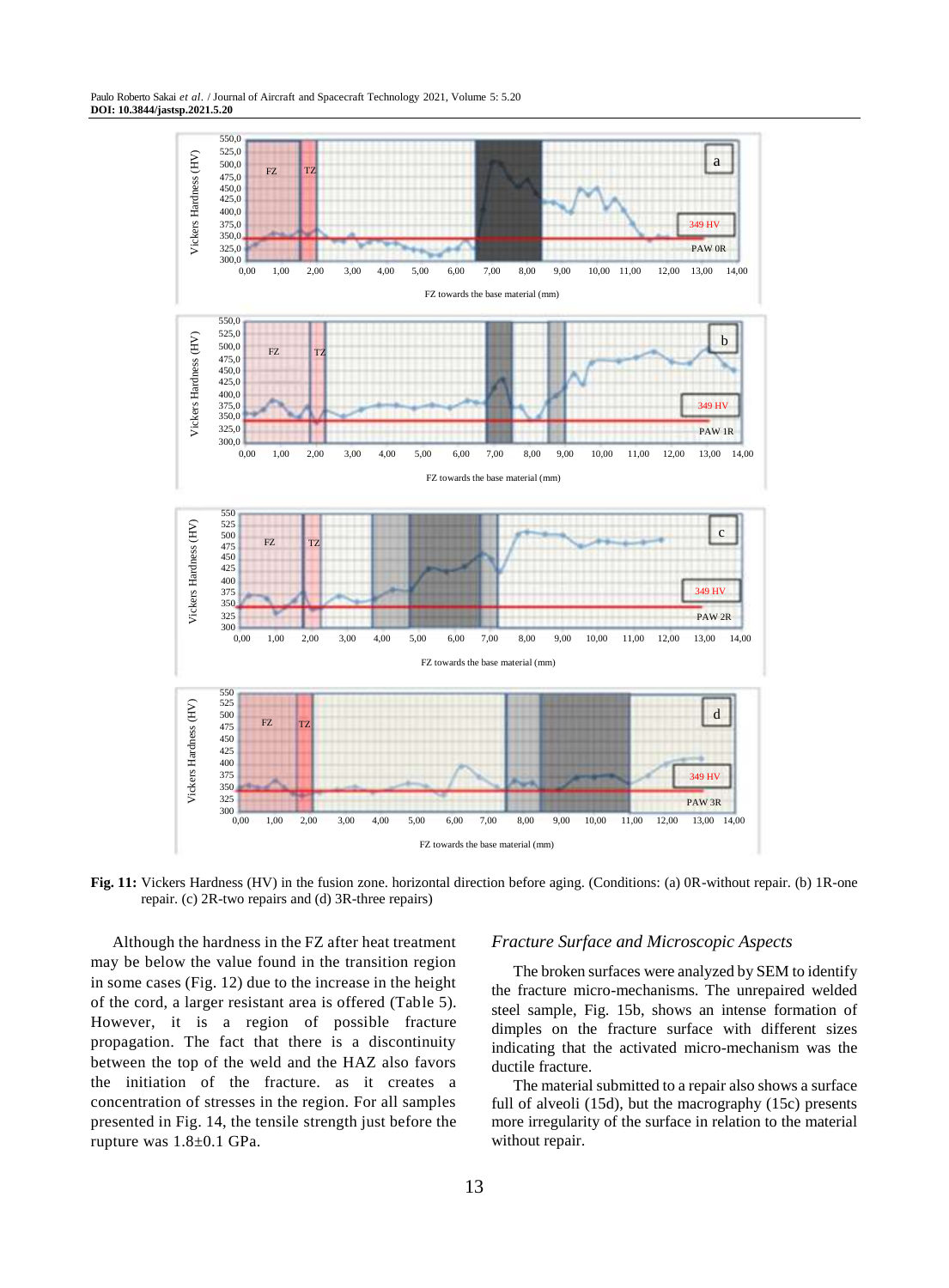Fig. 11: Vickers Hardness (HV) in the fusion zone. horizontal direction before aging. (Conditions: (a) 0R-without repair. (b) 1R-one repair. (c) 2R-two repairs and (d) 3R-three repairs)

Although the hardness in the FZ after heat treatment may be below the value found in the transition region in some cases (Fig. 12) due to the increase in the height of the cord, a larger resistant area is offered (Table 5). However, it is a region of possible fracture propagation. The fact that there is a discontinuity between the top of the weld and the HAZ also favors the initiation of the fracture. as it creates a concentration of stresses in the region. For all samples presented in Fig. 14, the tensile strength just before the rupture was 1.8±0.1 GPa.

### *Fracture Surface and Microscopic Aspects*

The broken surfaces were analyzed by SEM to identify the fracture micro-mechanisms. The unrepaired welded steel sample, Fig. 15b, shows an intense formation of dimples on the fracture surface with different sizes indicating that the activated micro-mechanism was the ductile fracture.

The material submitted to a repair also shows a surface full of alveoli (15d), but the macrography (15c) presents more irregularity of the surface in relation to the material without repair.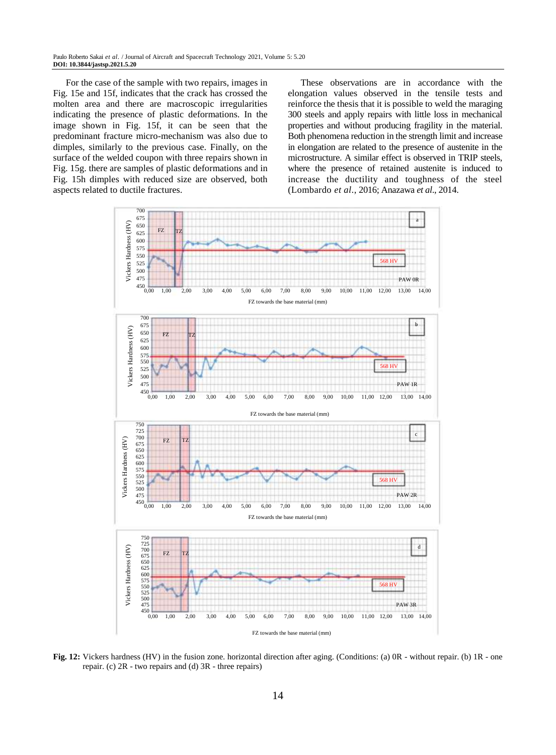For the case of the sample with two repairs, images in Fig. 15e and 15f, indicates that the crack has crossed the molten area and there are macroscopic irregularities indicating the presence of plastic deformations. In the image shown in Fig. 15f, it can be seen that the predominant fracture micro-mechanism was also due to dimples, similarly to the previous case. Finally, on the surface of the welded coupon with three repairs shown in Fig. 15g. there are samples of plastic deformations and in Fig. 15h dimples with reduced size are observed, both aspects related to ductile fractures.

These observations are in accordance with the elongation values observed in the tensile tests and reinforce the thesis that it is possible to weld the maraging 300 steels and apply repairs with little loss in mechanical properties and without producing fragility in the material. Both phenomena reduction in the strength limit and increase in elongation are related to the presence of austenite in the microstructure. A similar effect is observed in TRIP steels, where the presence of retained austenite is induced to increase the ductility and toughness of the steel (Lombardo *et al.*, 2016; Anazawa *et al.*, 2014.

**Fig. 12:** Vickers hardness (HV) in the fusion zone. horizontal direction after aging. (Conditions: (a) 0R - without repair. (b) 1R - one repair. (c) 2R - two repairs and (d) 3R - three repairs)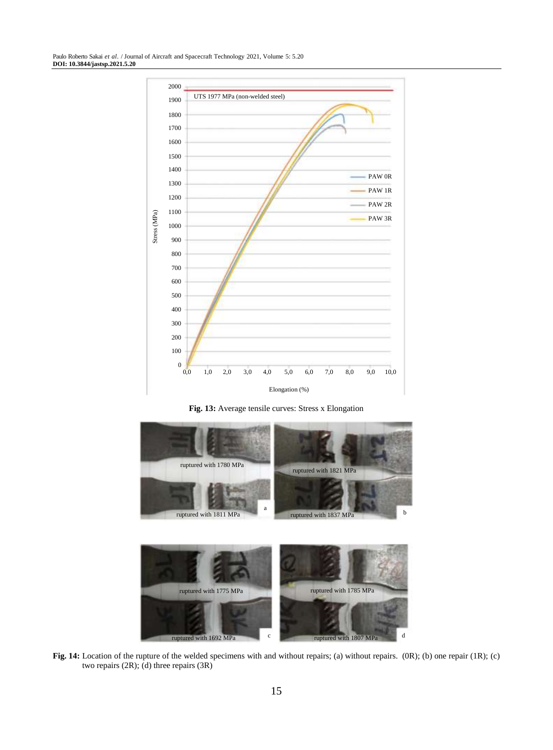**Fig. 13:** Average tensile curves: Stress x Elongation

**Fig. 14:** Location of the rupture of the welded specimens with and without repairs; (a) without repairs. (0R); (b) one repair (1R); (c) two repairs (2R); (d) three repairs (3R)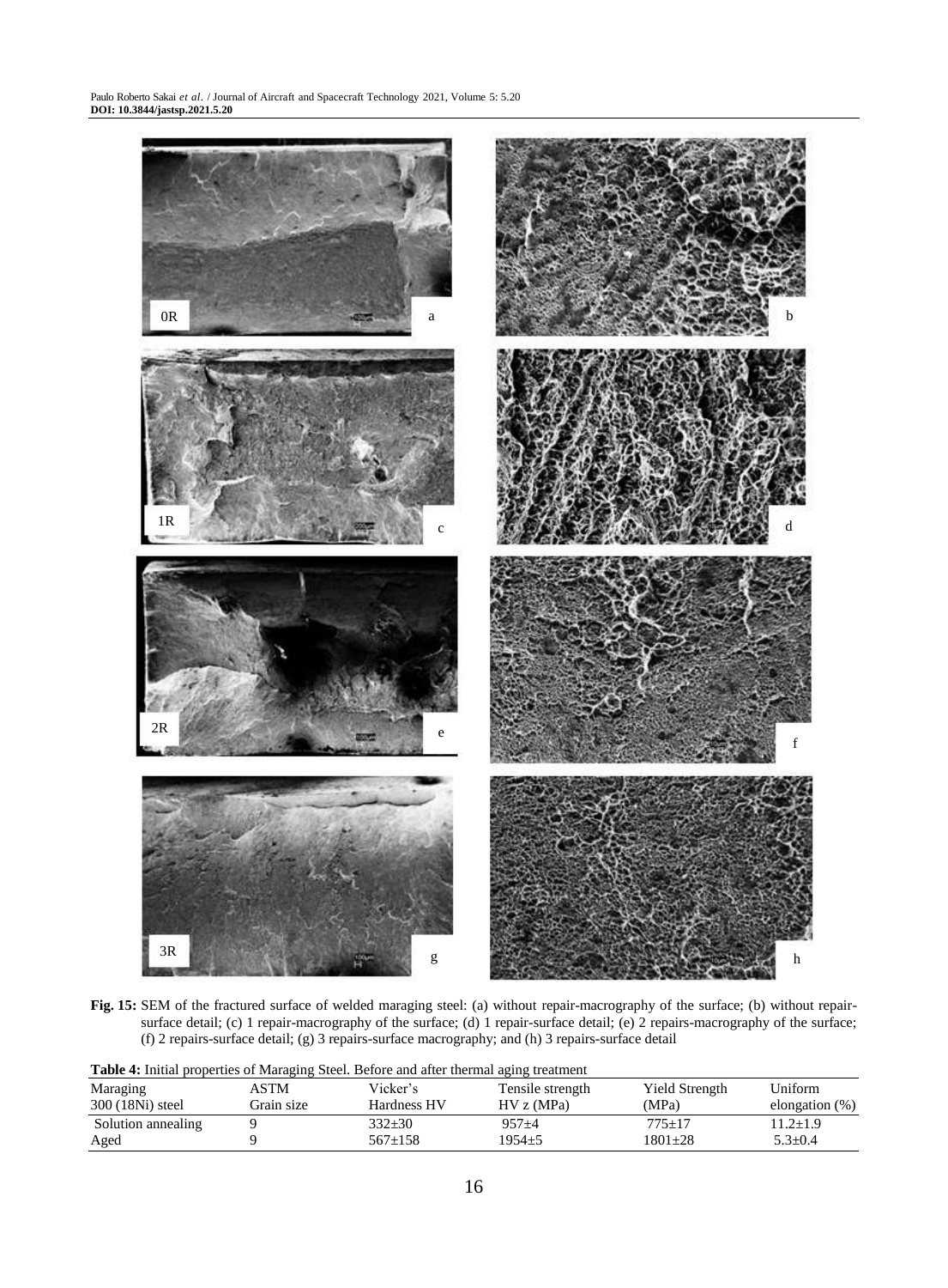**Fig. 15:** SEM of the fractured surface of welded maraging steel: (a) without repair-macrography of the surface; (b) without repair-surface detail; (c) 1 repair-macrography of the surface; (d) 1 repair-surface detail; (e) 2 repairs-macrography of the surface; (f) 2 repairs-surface detail; (g) 3 repairs-surface macrography; and (h) 3 repairs-surface detail

**Table 4:** Initial properties of Maraging Steel. Before and after thermal aging treatment

| Maraging 300 (18Ni) steel | ASTM Grain size | Vicker's Hardness HV | Tensile strength HV z (MPa) | Yield Strength (MPa) | Uniform elongation (%) |
|---|---|---|---|---|---|
| Solution annealing | 9 | 332±30 | 957±4 | 775±17 | 11.2±1.9 |
| Aged | 9 | 567±158 | 1954±5 | 1801±28 | 5.3±0.4 |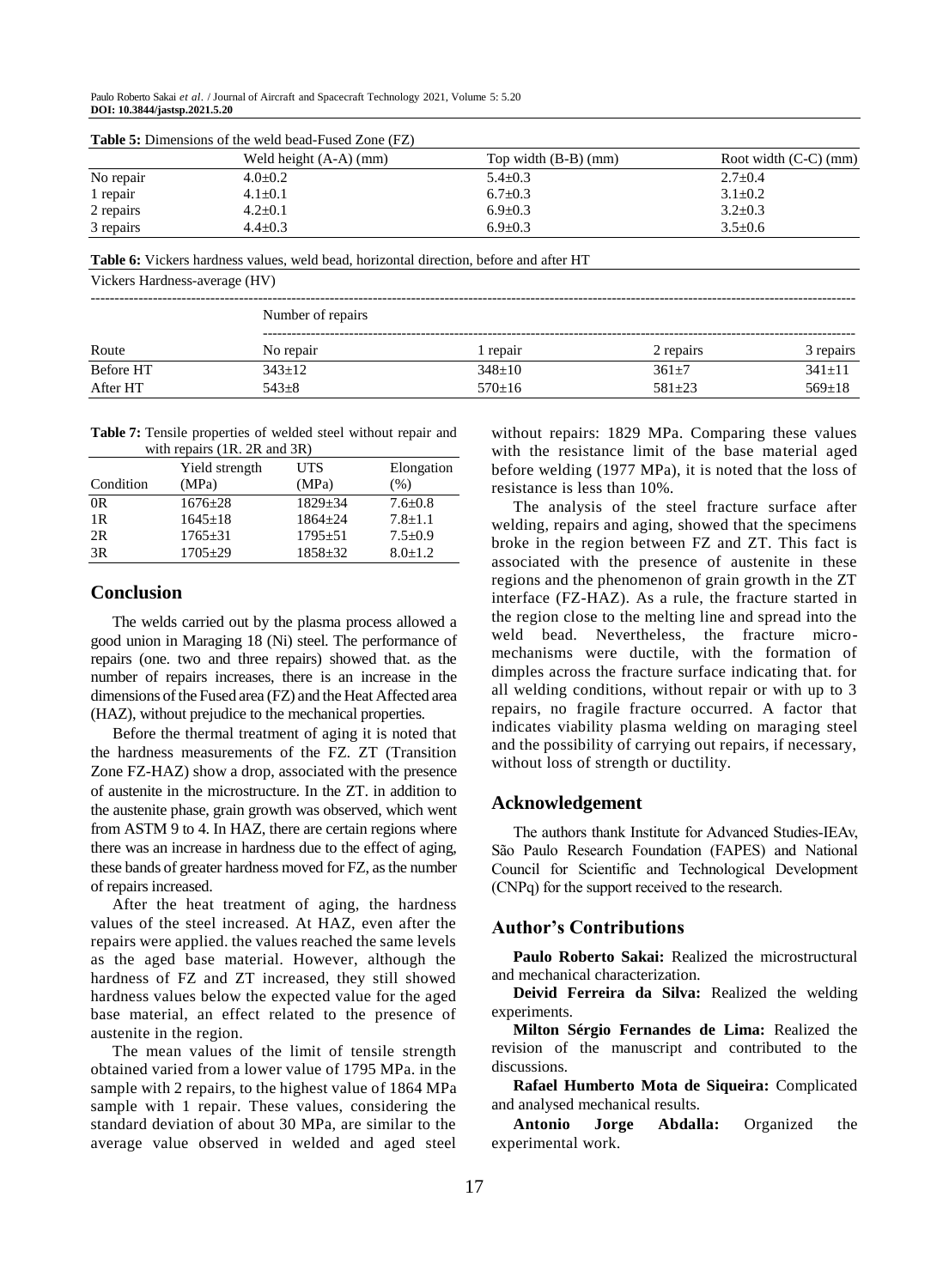**Table 5:** Dimensions of the weld bead-Fused Zone (FZ)

| | Weld height (A-A) (mm) | Top width (B-B) (mm) | Root width (C-C) (mm) |
|---|---|---|---|
| No repair | 4.0±0.2 | 5.4±0.3 | 2.7±0.4 |
| 1 repair | 4.1±0.1 | 6.7±0.3 | 3.1±0.2 |
| 2 repairs | 4.2±0.1 | 6.9±0.3 | 3.2±0.3 |
| 3 repairs | 4.4±0.3 | 6.9±0.3 | 3.5±0.6 |

**Table 6:** Vickers hardness values, weld bead, horizontal direction, before and after HT

Vickers Hardness-average (HV)

| | Number of repairs | | | |
|---|---|---|---|---|
| Route | No repair | 1 repair | 2 repairs | 3 repairs |
| Before HT | 343±12 | 348±10 | 361±7 | 341±11 |
| After HT | 543±8 | 570±16 | 581±23 | 569±18 |

**Table 7:** Tensile properties of welded steel without repair and with repairs (1R. 2R and 3R)

| Condition | Yield strength (MPa) | UTS (MPa) | Elongation (%) |
|---|---|---|---|
| 0R | 1676±28 | 1829±34 | 7.6±0.8 |
| 1R | 1645±18 | 1864±24 | 7.8±1.1 |
| 2R | 1765±31 | 1795±51 | 7.5±0.9 |
| 3R | 1705±29 | 1858±32 | 8.0±1.2 |

## Conclusion

The welds carried out by the plasma process allowed a good union in Maraging 18 (Ni) steel. The performance of repairs (one. two and three repairs) showed that. as the number of repairs increases, there is an increase in the dimensions of the Fused area (FZ) and the Heat Affected area (HAZ), without prejudice to the mechanical properties.

Before the thermal treatment of aging it is noted that the hardness measurements of the FZ. ZT (Transition Zone FZ-HAZ) show a drop, associated with the presence of austenite in the microstructure. In the ZT. in addition to the austenite phase, grain growth was observed, which went from ASTM 9 to 4. In HAZ, there are certain regions where there was an increase in hardness due to the effect of aging, these bands of greater hardness moved for FZ, as the number of repairs increased.

After the heat treatment of aging, the hardness values of the steel increased. At HAZ, even after the repairs were applied. the values reached the same levels as the aged base material. However, although the hardness of FZ and ZT increased, they still showed hardness values below the expected value for the aged base material, an effect related to the presence of austenite in the region.

The mean values of the limit of tensile strength obtained varied from a lower value of 1795 MPa. in the sample with 2 repairs, to the highest value of 1864 MPa sample with 1 repair. These values, considering the standard deviation of about 30 MPa, are similar to the average value observed in welded and aged steel without repairs: 1829 MPa. Comparing these values with the resistance limit of the base material aged before welding (1977 MPa), it is noted that the loss of resistance is less than 10%.

The analysis of the steel fracture surface after welding, repairs and aging, showed that the specimens broke in the region between FZ and ZT. This fact is associated with the presence of austenite in these regions and the phenomenon of grain growth in the ZT interface (FZ-HAZ). As a rule, the fracture started in the region close to the melting line and spread into the weld bead. Nevertheless, the fracture micro-mechanisms were ductile, with the formation of dimples across the fracture surface indicating that. for all welding conditions, without repair or with up to 3 repairs, no fragile fracture occurred. A factor that indicates viability plasma welding on maraging steel and the possibility of carrying out repairs, if necessary, without loss of strength or ductility.

## Acknowledgement

The authors thank Institute for Advanced Studies-IEAv, São Paulo Research Foundation (FAPES) and National Council for Scientific and Technological Development (CNPq) for the support received to the research.

## Author's Contributions

**Paulo Roberto Sakai:** Realized the microstructural and mechanical characterization.

**Deivid Ferreira da Silva:** Realized the welding experiments.

**Milton Sérgio Fernandes de Lima:** Realized the revision of the manuscript and contributed to the discussions.

**Rafael Humberto Mota de Siqueira:** Complicated and analysed mechanical results.

**Antonio Jorge Abdalla:** Organized the experimental work.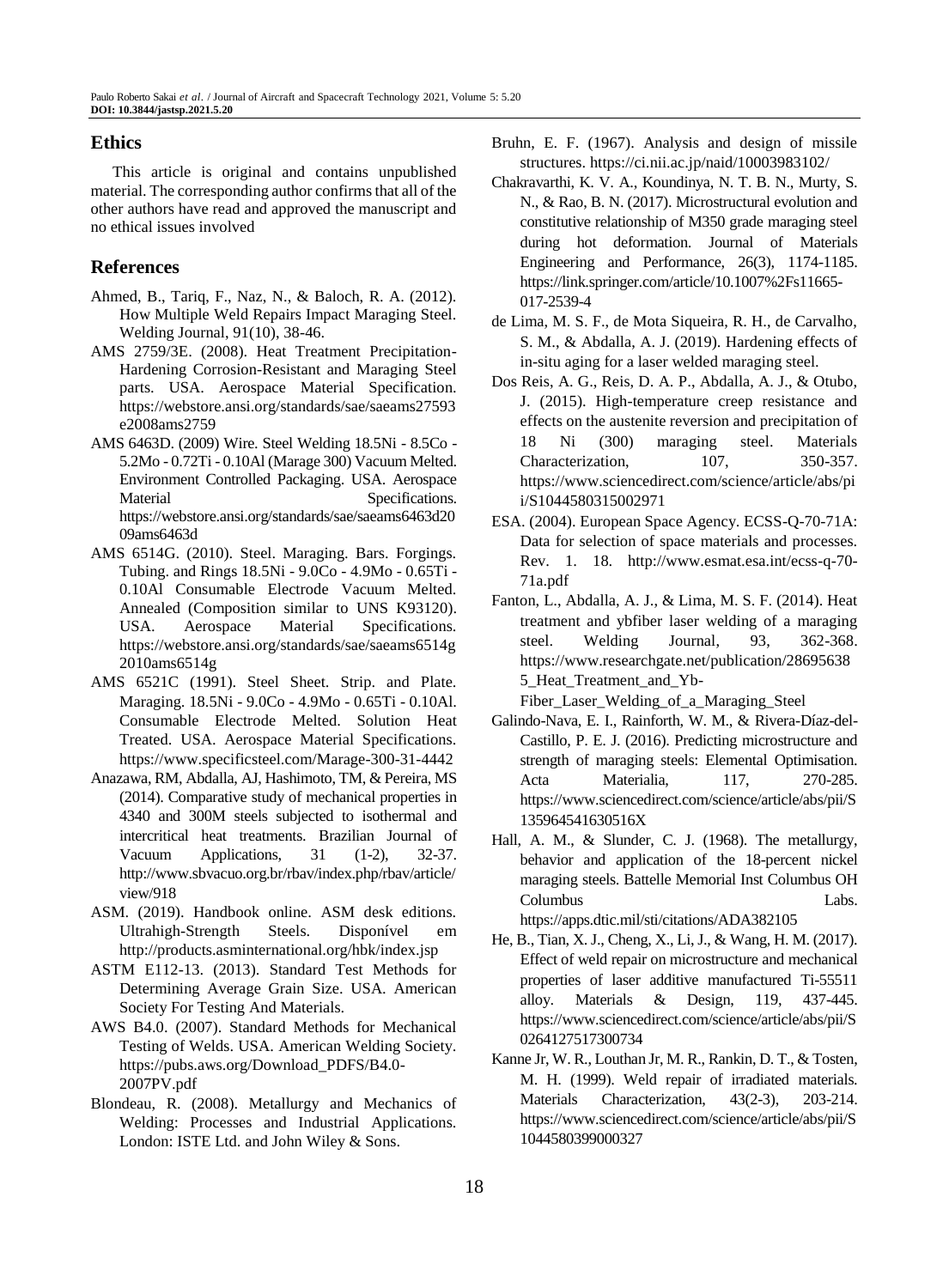## Ethics

This article is original and contains unpublished material. The corresponding author confirms that all of the other authors have read and approved the manuscript and no ethical issues involved

## References

Ahmed, B., Tariq, F., Naz, N., & Baloch, R. A. (2012). How Multiple Weld Repairs Impact Maraging Steel. Welding Journal, 91(10), 38-46.

AMS 2759/3E. (2008). Heat Treatment Precipitation-Hardening Corrosion-Resistant and Maraging Steel parts. USA. Aerospace Material Specification. https://webstore.ansi.org/standards/sae/saeams27593e2008ams2759

AMS 6463D. (2009) Wire. Steel Welding 18.5Ni - 8.5Co - 5.2Mo - 0.72Ti - 0.10Al (Marage 300) Vacuum Melted. Environment Controlled Packaging. USA. Aerospace Material Specifications. https://webstore.ansi.org/standards/sae/saeams6463d2009ams6463d

AMS 6514G. (2010). Steel. Maraging. Bars. Forgings. Tubing. and Rings 18.5Ni - 9.0Co - 4.9Mo - 0.65Ti - 0.10Al Consumable Electrode Vacuum Melted. Annealed (Composition similar to UNS K93120). USA. Aerospace Material Specifications. https://webstore.ansi.org/standards/sae/saeams6514g2010ams6514g

AMS 6521C (1991). Steel Sheet. Strip. and Plate. Maraging. 18.5Ni - 9.0Co - 4.9Mo - 0.65Ti - 0.10Al. Consumable Electrode Melted. Solution Heat Treated. USA. Aerospace Material Specifications. https://www.specificsteel.com/Marage-300-31-4442

Anazawa, RM, Abdalla, AJ, Hashimoto, TM, & Pereira, MS (2014). Comparative study of mechanical properties in 4340 and 300M steels subjected to isothermal and intercritical heat treatments. Brazilian Journal of Vacuum Applications, 31 (1-2), 32-37. http://www.sbvacuo.org.br/rbav/index.php/rbav/article/view/918

ASM. (2019). Handbook online. ASM desk editions. Ultrahigh-Strength Steels. Disponível em http://products.asminternational.org/hbk/index.jsp

ASTM E112-13. (2013). Standard Test Methods for Determining Average Grain Size. USA. American Society For Testing And Materials.

AWS B4.0. (2007). Standard Methods for Mechanical Testing of Welds. USA. American Welding Society. https://pubs.aws.org/Download_PDFS/B4.0-2007PV.pdf

Blondeau, R. (2008). Metallurgy and Mechanics of Welding: Processes and Industrial Applications. London: ISTE Ltd. and John Wiley & Sons.

Bruhn, E. F. (1967). Analysis and design of missile structures. https://ci.nii.ac.jp/naid/10003983102/

Chakravarthi, K. V. A., Koundinya, N. T. B. N., Murty, S. N., & Rao, B. N. (2017). Microstructural evolution and constitutive relationship of M350 grade maraging steel during hot deformation. Journal of Materials Engineering and Performance, 26(3), 1174-1185. https://link.springer.com/article/10.1007%2Fs11665-017-2539-4

de Lima, M. S. F., de Mota Siqueira, R. H., de Carvalho, S. M., & Abdalla, A. J. (2019). Hardening effects of in-situ aging for a laser welded maraging steel.

Dos Reis, A. G., Reis, D. A. P., Abdalla, A. J., & Otubo, J. (2015). High-temperature creep resistance and effects on the austenite reversion and precipitation of 18 Ni (300) maraging steel. Materials Characterization, 107, 350-357. https://www.sciencedirect.com/science/article/abs/pii/S1044580315002971

ESA. (2004). European Space Agency. ECSS-Q-70-71A: Data for selection of space materials and processes. Rev. 1. 18. http://www.esmat.esa.int/ecss-q-70-71a.pdf

Fanton, L., Abdalla, A. J., & Lima, M. S. F. (2014). Heat treatment and ybfiber laser welding of a maraging steel. Welding Journal, 93, 362-368. https://www.researchgate.net/publication/286956385_Heat_Treatment_and_Yb-Fiber_Laser_Welding_of_a_Maraging_Steel

Galindo-Nava, E. I., Rainforth, W. M., & Rivera-Díaz-del-Castillo, P. E. J. (2016). Predicting microstructure and strength of maraging steels: Elemental Optimisation. Acta Materialia, 117, 270-285. https://www.sciencedirect.com/science/article/abs/pii/S135964541630516X

Hall, A. M., & Slunder, C. J. (1968). The metallurgy, behavior and application of the 18-percent nickel maraging steels. Battelle Memorial Inst Columbus OH Columbus Labs. https://apps.dtic.mil/sti/citations/ADA382105

He, B., Tian, X. J., Cheng, X., Li, J., & Wang, H. M. (2017). Effect of weld repair on microstructure and mechanical properties of laser additive manufactured Ti-55511 alloy. Materials & Design, 119, 437-445. https://www.sciencedirect.com/science/article/abs/pii/S0264127517300734

Kanne Jr, W. R., Louthan Jr, M. R., Rankin, D. T., & Tosten, M. H. (1999). Weld repair of irradiated materials. Materials Characterization, 43(2-3), 203-214. https://www.sciencedirect.com/science/article/abs/pii/S1044580399000327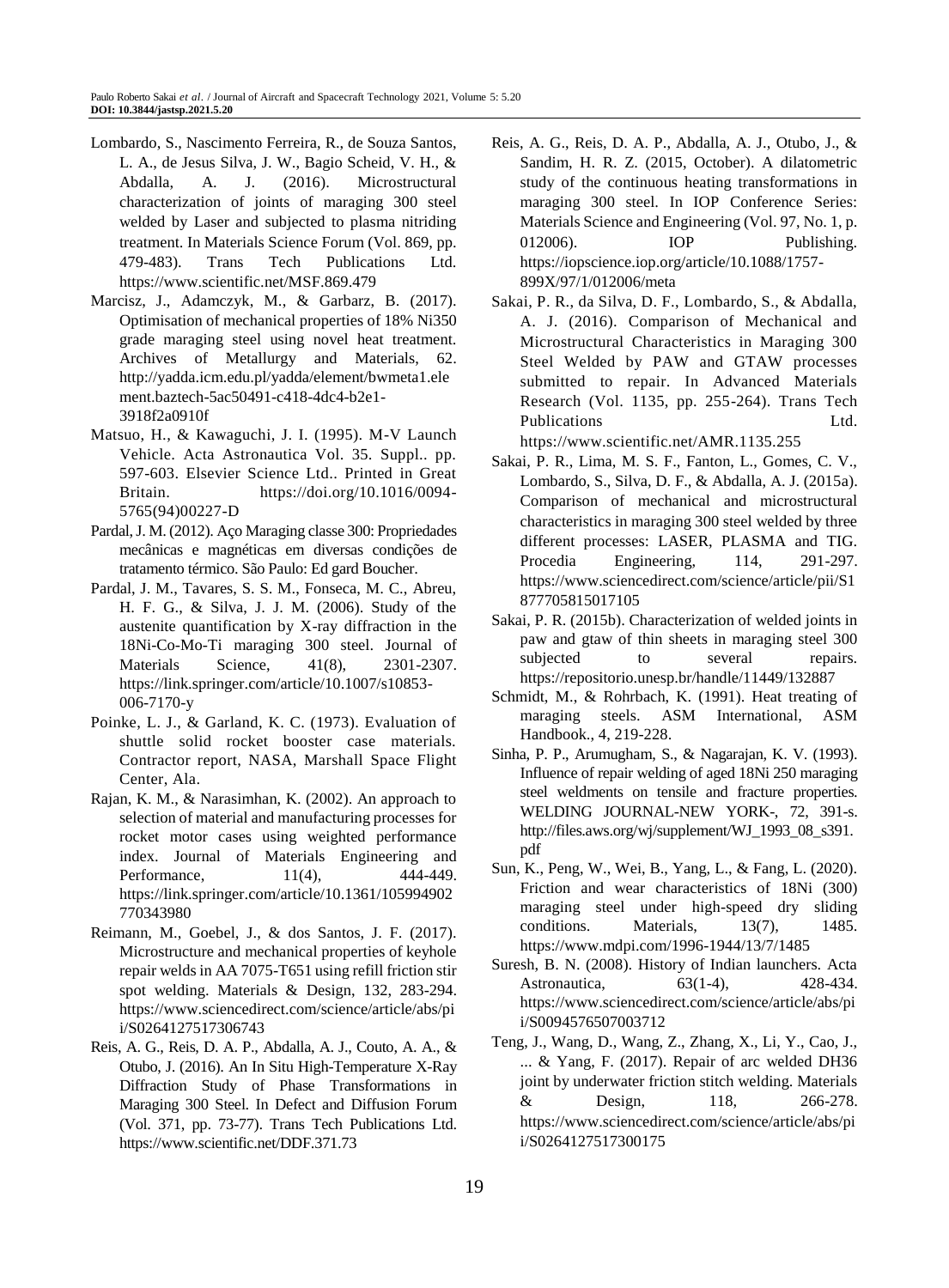Lombardo, S., Nascimento Ferreira, R., de Souza Santos, L. A., de Jesus Silva, J. W., Bagio Scheid, V. H., & Abdalla, A. J. (2016). Microstructural characterization of joints of maraging 300 steel welded by Laser and subjected to plasma nitriding treatment. In Materials Science Forum (Vol. 869, pp. 479-483). Trans Tech Publications Ltd. https://www.scientific.net/MSF.869.479

Marcisz, J., Adamczyk, M., & Garbarz, B. (2017). Optimisation of mechanical properties of 18% Ni350 grade maraging steel using novel heat treatment. Archives of Metallurgy and Materials, 62. http://yadda.icm.edu.pl/yadda/element/bwmeta1.element.baztech-5ac50491-c418-4dc4-b2e1-3918f2a0910f

Matsuo, H., & Kawaguchi, J. I. (1995). M-V Launch Vehicle. Acta Astronautica Vol. 35. Suppl.. pp. 597-603. Elsevier Science Ltd.. Printed in Great Britain. https://doi.org/10.1016/0094-5765(94)00227-D

Pardal, J. M. (2012). Aço Maraging classe 300: Propriedades mecânicas e magnéticas em diversas condições de tratamento térmico. São Paulo: Ed gard Boucher.

Pardal, J. M., Tavares, S. S. M., Fonseca, M. C., Abreu, H. F. G., & Silva, J. J. M. (2006). Study of the austenite quantification by X-ray diffraction in the 18Ni-Co-Mo-Ti maraging 300 steel. Journal of Materials Science, 41(8), 2301-2307. https://link.springer.com/article/10.1007/s10853-006-7170-y

Poinke, L. J., & Garland, K. C. (1973). Evaluation of shuttle solid rocket booster case materials. Contractor report, NASA, Marshall Space Flight Center, Ala.

Rajan, K. M., & Narasimhan, K. (2002). An approach to selection of material and manufacturing processes for rocket motor cases using weighted performance index. Journal of Materials Engineering and Performance, 11(4), 444-449. https://link.springer.com/article/10.1361/105994902770343980

Reimann, M., Goebel, J., & dos Santos, J. F. (2017). Microstructure and mechanical properties of keyhole repair welds in AA 7075-T651 using refill friction stir spot welding. Materials & Design, 132, 283-294. https://www.sciencedirect.com/science/article/abs/pii/S0264127517306743

Reis, A. G., Reis, D. A. P., Abdalla, A. J., Couto, A. A., & Otubo, J. (2016). An In Situ High-Temperature X-Ray Diffraction Study of Phase Transformations in Maraging 300 Steel. In Defect and Diffusion Forum (Vol. 371, pp. 73-77). Trans Tech Publications Ltd. https://www.scientific.net/DDF.371.73

Reis, A. G., Reis, D. A. P., Abdalla, A. J., Otubo, J., & Sandim, H. R. Z. (2015, October). A dilatometric study of the continuous heating transformations in maraging 300 steel. In IOP Conference Series: Materials Science and Engineering (Vol. 97, No. 1, p. 012006). IOP Publishing. https://iopscience.iop.org/article/10.1088/1757-899X/97/1/012006/meta

Sakai, P. R., da Silva, D. F., Lombardo, S., & Abdalla, A. J. (2016). Comparison of Mechanical and Microstructural Characteristics in Maraging 300 Steel Welded by PAW and GTAW processes submitted to repair. In Advanced Materials Research (Vol. 1135, pp. 255-264). Trans Tech Publications Ltd. https://www.scientific.net/AMR.1135.255

Sakai, P. R., Lima, M. S. F., Fanton, L., Gomes, C. V., Lombardo, S., Silva, D. F., & Abdalla, A. J. (2015a). Comparison of mechanical and microstructural characteristics in maraging 300 steel welded by three different processes: LASER, PLASMA and TIG. Procedia Engineering, 114, 291-297. https://www.sciencedirect.com/science/article/pii/S1877705815017105

Sakai, P. R. (2015b). Characterization of welded joints in paw and gtaw of thin sheets in maraging steel 300 subjected to several repairs. https://repositorio.unesp.br/handle/11449/132887

Schmidt, M., & Rohrbach, K. (1991). Heat treating of maraging steels. ASM International, ASM Handbook., 4, 219-228.

Sinha, P. P., Arumugham, S., & Nagarajan, K. V. (1993). Influence of repair welding of aged 18Ni 250 maraging steel weldments on tensile and fracture properties. WELDING JOURNAL-NEW YORK-, 72, 391-s. http://files.aws.org/wj/supplement/WJ_1993_08_s391.pdf

Sun, K., Peng, W., Wei, B., Yang, L., & Fang, L. (2020). Friction and wear characteristics of 18Ni (300) maraging steel under high-speed dry sliding conditions. Materials, 13(7), 1485. https://www.mdpi.com/1996-1944/13/7/1485

Suresh, B. N. (2008). History of Indian launchers. Acta Astronautica, 63(1-4), 428-434. https://www.sciencedirect.com/science/article/abs/pii/S0094576507003712

Teng, J., Wang, D., Wang, Z., Zhang, X., Li, Y., Cao, J., ... & Yang, F. (2017). Repair of arc welded DH36 joint by underwater friction stitch welding. Materials & Design, 118, 266-278. https://www.sciencedirect.com/science/article/abs/pii/S0264127517300175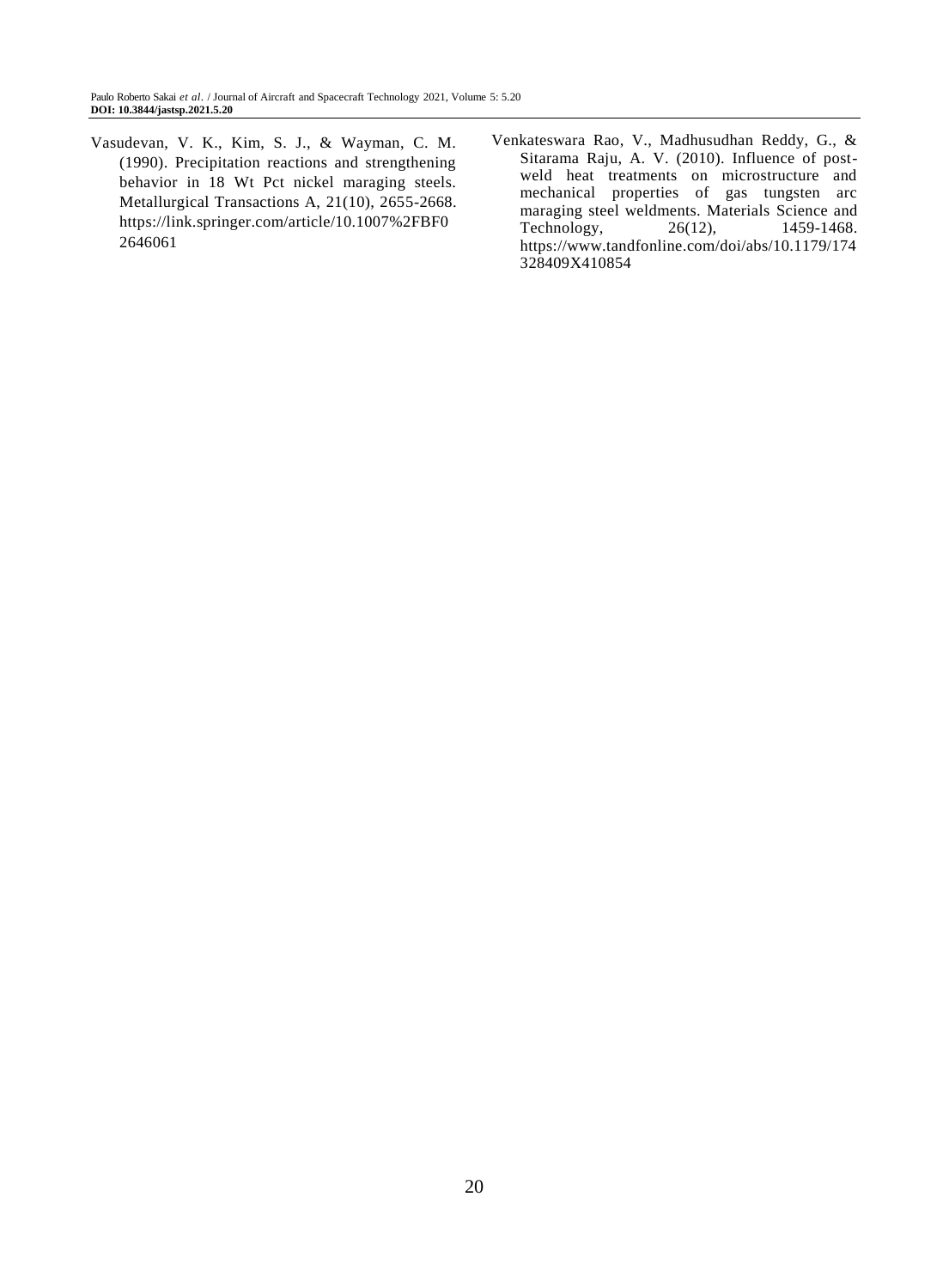Vasudevan, V. K., Kim, S. J., & Wayman, C. M. (1990). Precipitation reactions and strengthening behavior in 18 Wt Pct nickel maraging steels. Metallurgical Transactions A, 21(10), 2655-2668. https://link.springer.com/article/10.1007%2FBF02646061

Venkateswara Rao, V., Madhusudhan Reddy, G., & Sitarama Raju, A. V. (2010). Influence of post-weld heat treatments on microstructure and mechanical properties of gas tungsten arc maraging steel weldments. Materials Science and Technology, 26(12), 1459-1468. https://www.tandfonline.com/doi/abs/10.1179/174328409X410854